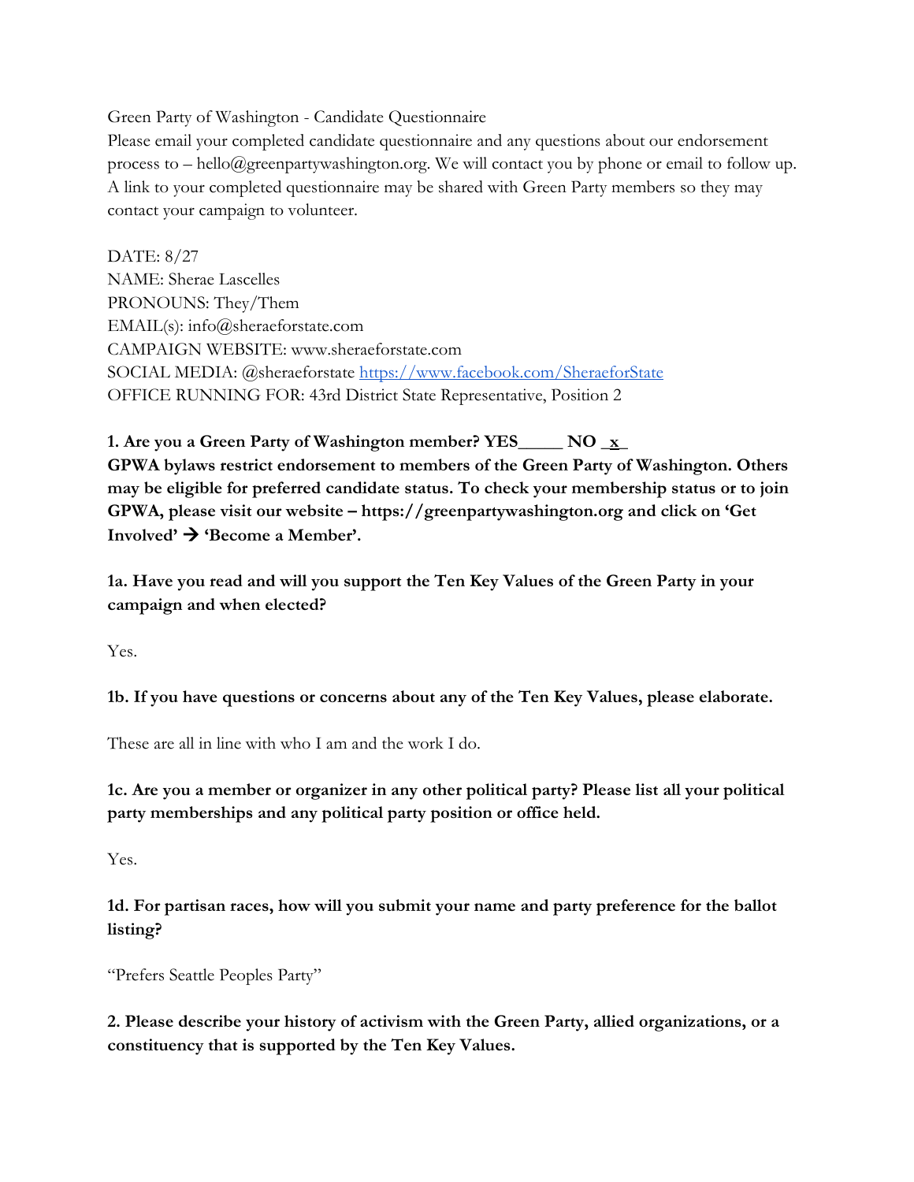Green Party of Washington - Candidate Questionnaire

Please email your completed candidate questionnaire and any questions about our endorsement process to – hello@greenpartywashington.org. We will contact you by phone or email to follow up. A link to your completed questionnaire may be shared with Green Party members so they may contact your campaign to volunteer.

DATE: 8/27
NAME: Sherae Lascelles
PRONOUNS: They/Them
EMAIL(s): info@sheraeforstate.com
CAMPAIGN WEBSITE: www.sheraeforstate.com
SOCIAL MEDIA: @sheraeforstate https://www.facebook.com/SheraeforState
OFFICE RUNNING FOR: 43rd District State Representative, Position 2

**1. Are you a Green Party of Washington member? YES_____ NO _x_**
**GPWA bylaws restrict endorsement to members of the Green Party of Washington. Others may be eligible for preferred candidate status. To check your membership status or to join GPWA, please visit our website – https://greenpartywashington.org and click on 'Get Involved' → 'Become a Member'.**

**1a. Have you read and will you support the Ten Key Values of the Green Party in your campaign and when elected?**

Yes.

**1b. If you have questions or concerns about any of the Ten Key Values, please elaborate.**

These are all in line with who I am and the work I do.

**1c. Are you a member or organizer in any other political party? Please list all your political party memberships and any political party position or office held.**

Yes.

**1d. For partisan races, how will you submit your name and party preference for the ballot listing?**

"Prefers Seattle Peoples Party"

**2. Please describe your history of activism with the Green Party, allied organizations, or a constituency that is supported by the Ten Key Values.**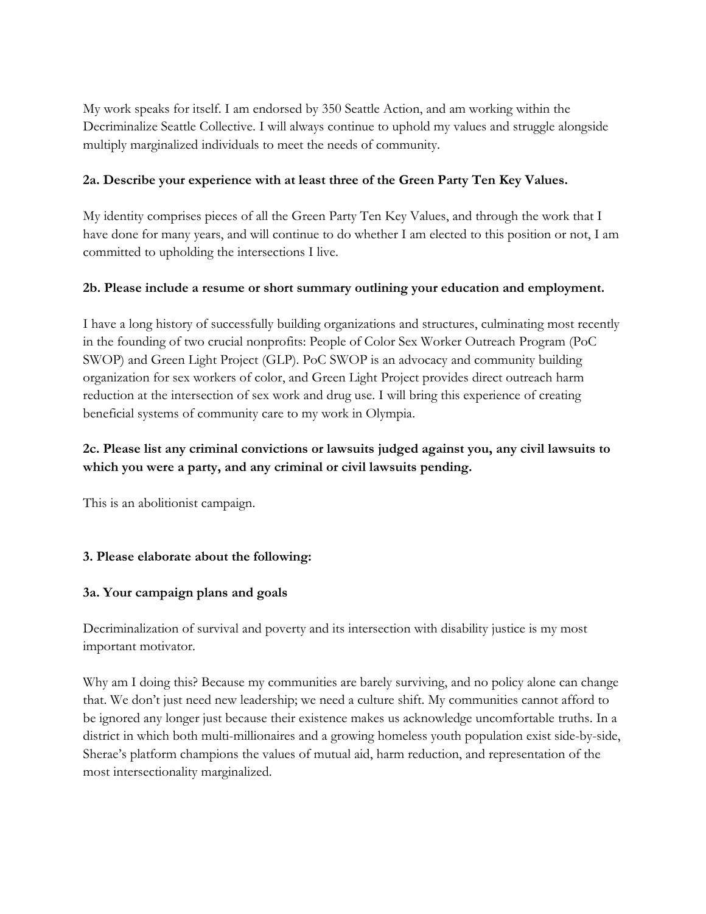My work speaks for itself. I am endorsed by 350 Seattle Action, and am working within the Decriminalize Seattle Collective. I will always continue to uphold my values and struggle alongside multiply marginalized individuals to meet the needs of community.

**2a. Describe your experience with at least three of the Green Party Ten Key Values.**

My identity comprises pieces of all the Green Party Ten Key Values, and through the work that I have done for many years, and will continue to do whether I am elected to this position or not, I am committed to upholding the intersections I live.

**2b. Please include a resume or short summary outlining your education and employment.**

I have a long history of successfully building organizations and structures, culminating most recently in the founding of two crucial nonprofits: People of Color Sex Worker Outreach Program (PoC SWOP) and Green Light Project (GLP). PoC SWOP is an advocacy and community building organization for sex workers of color, and Green Light Project provides direct outreach harm reduction at the intersection of sex work and drug use. I will bring this experience of creating beneficial systems of community care to my work in Olympia.

**2c. Please list any criminal convictions or lawsuits judged against you, any civil lawsuits to which you were a party, and any criminal or civil lawsuits pending.**

This is an abolitionist campaign.

**3. Please elaborate about the following:**

**3a. Your campaign plans and goals**

Decriminalization of survival and poverty and its intersection with disability justice is my most important motivator.

Why am I doing this? Because my communities are barely surviving, and no policy alone can change that. We don't just need new leadership; we need a culture shift. My communities cannot afford to be ignored any longer just because their existence makes us acknowledge uncomfortable truths. In a district in which both multi-millionaires and a growing homeless youth population exist side-by-side, Sherae's platform champions the values of mutual aid, harm reduction, and representation of the most intersectionality marginalized.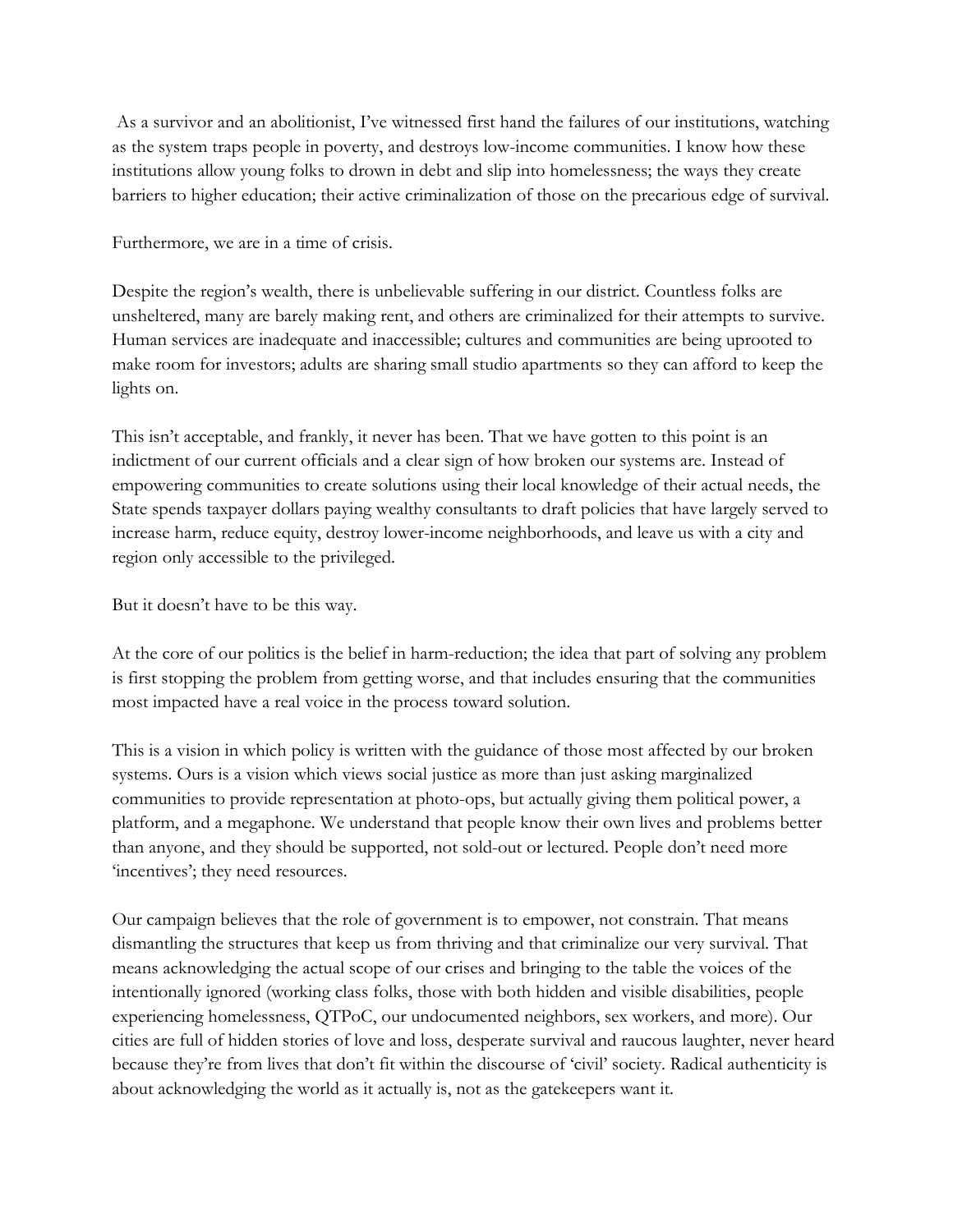As a survivor and an abolitionist, I've witnessed first hand the failures of our institutions, watching as the system traps people in poverty, and destroys low-income communities. I know how these institutions allow young folks to drown in debt and slip into homelessness; the ways they create barriers to higher education; their active criminalization of those on the precarious edge of survival.

Furthermore, we are in a time of crisis.

Despite the region's wealth, there is unbelievable suffering in our district. Countless folks are unsheltered, many are barely making rent, and others are criminalized for their attempts to survive. Human services are inadequate and inaccessible; cultures and communities are being uprooted to make room for investors; adults are sharing small studio apartments so they can afford to keep the lights on.

This isn't acceptable, and frankly, it never has been. That we have gotten to this point is an indictment of our current officials and a clear sign of how broken our systems are. Instead of empowering communities to create solutions using their local knowledge of their actual needs, the State spends taxpayer dollars paying wealthy consultants to draft policies that have largely served to increase harm, reduce equity, destroy lower-income neighborhoods, and leave us with a city and region only accessible to the privileged.

But it doesn't have to be this way.

At the core of our politics is the belief in harm-reduction; the idea that part of solving any problem is first stopping the problem from getting worse, and that includes ensuring that the communities most impacted have a real voice in the process toward solution.

This is a vision in which policy is written with the guidance of those most affected by our broken systems. Ours is a vision which views social justice as more than just asking marginalized communities to provide representation at photo-ops, but actually giving them political power, a platform, and a megaphone. We understand that people know their own lives and problems better than anyone, and they should be supported, not sold-out or lectured. People don't need more 'incentives'; they need resources.

Our campaign believes that the role of government is to empower, not constrain. That means dismantling the structures that keep us from thriving and that criminalize our very survival. That means acknowledging the actual scope of our crises and bringing to the table the voices of the intentionally ignored (working class folks, those with both hidden and visible disabilities, people experiencing homelessness, QTPoC, our undocumented neighbors, sex workers, and more). Our cities are full of hidden stories of love and loss, desperate survival and raucous laughter, never heard because they're from lives that don't fit within the discourse of 'civil' society. Radical authenticity is about acknowledging the world as it actually is, not as the gatekeepers want it.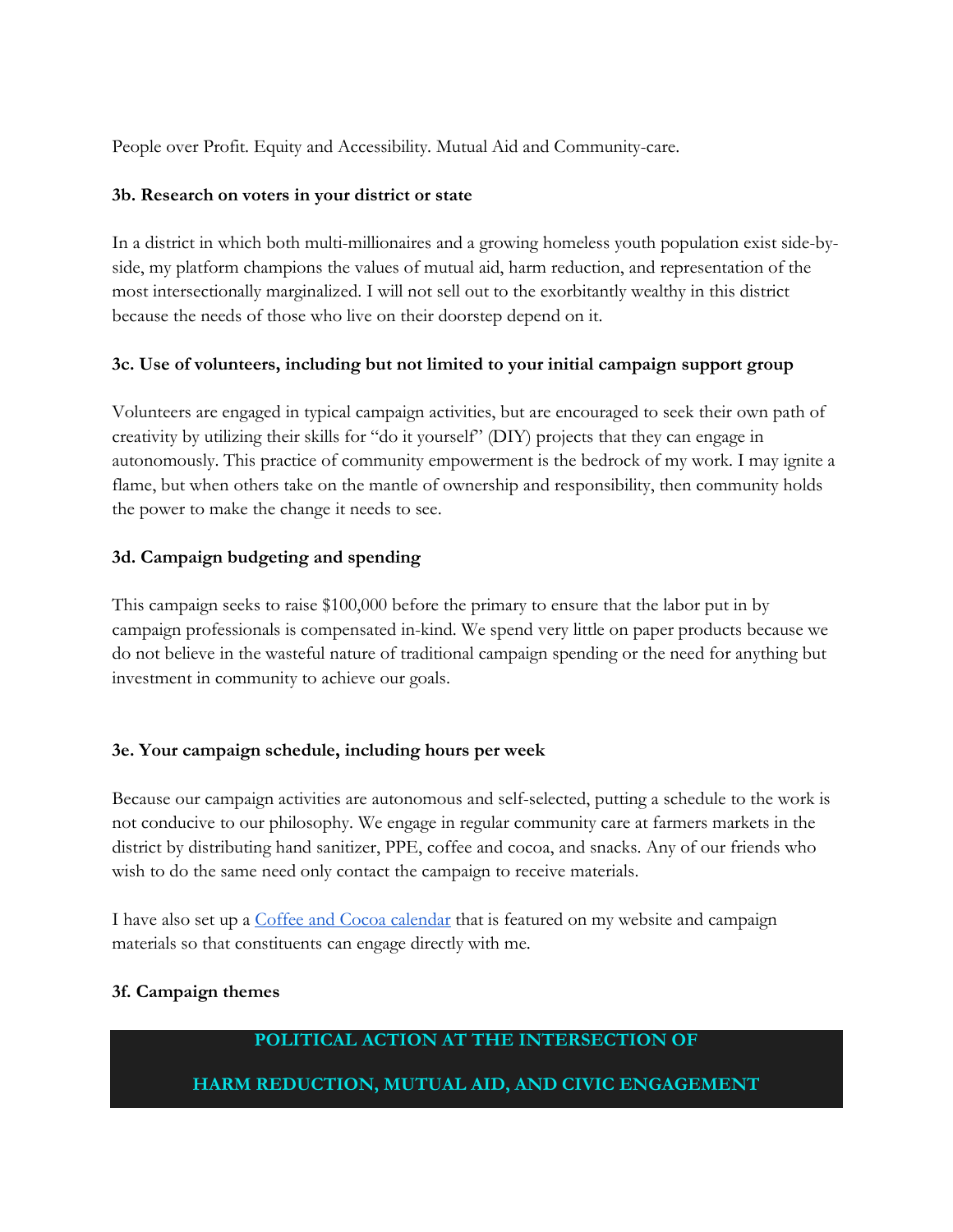People over Profit. Equity and Accessibility. Mutual Aid and Community-care.

**3b. Research on voters in your district or state**

In a district in which both multi-millionaires and a growing homeless youth population exist side-by-side, my platform champions the values of mutual aid, harm reduction, and representation of the most intersectionally marginalized. I will not sell out to the exorbitantly wealthy in this district because the needs of those who live on their doorstep depend on it.

**3c. Use of volunteers, including but not limited to your initial campaign support group**

Volunteers are engaged in typical campaign activities, but are encouraged to seek their own path of creativity by utilizing their skills for "do it yourself" (DIY) projects that they can engage in autonomously. This practice of community empowerment is the bedrock of my work. I may ignite a flame, but when others take on the mantle of ownership and responsibility, then community holds the power to make the change it needs to see.

**3d. Campaign budgeting and spending**

This campaign seeks to raise $100,000 before the primary to ensure that the labor put in by campaign professionals is compensated in-kind. We spend very little on paper products because we do not believe in the wasteful nature of traditional campaign spending or the need for anything but investment in community to achieve our goals.

**3e. Your campaign schedule, including hours per week**

Because our campaign activities are autonomous and self-selected, putting a schedule to the work is not conducive to our philosophy. We engage in regular community care at farmers markets in the district by distributing hand sanitizer, PPE, coffee and cocoa, and snacks. Any of our friends who wish to do the same need only contact the campaign to receive materials.

I have also set up a Coffee and Cocoa calendar that is featured on my website and campaign materials so that constituents can engage directly with me.

**3f. Campaign themes**

**POLITICAL ACTION AT THE INTERSECTION OF**

**HARM REDUCTION, MUTUAL AID, AND CIVIC ENGAGEMENT**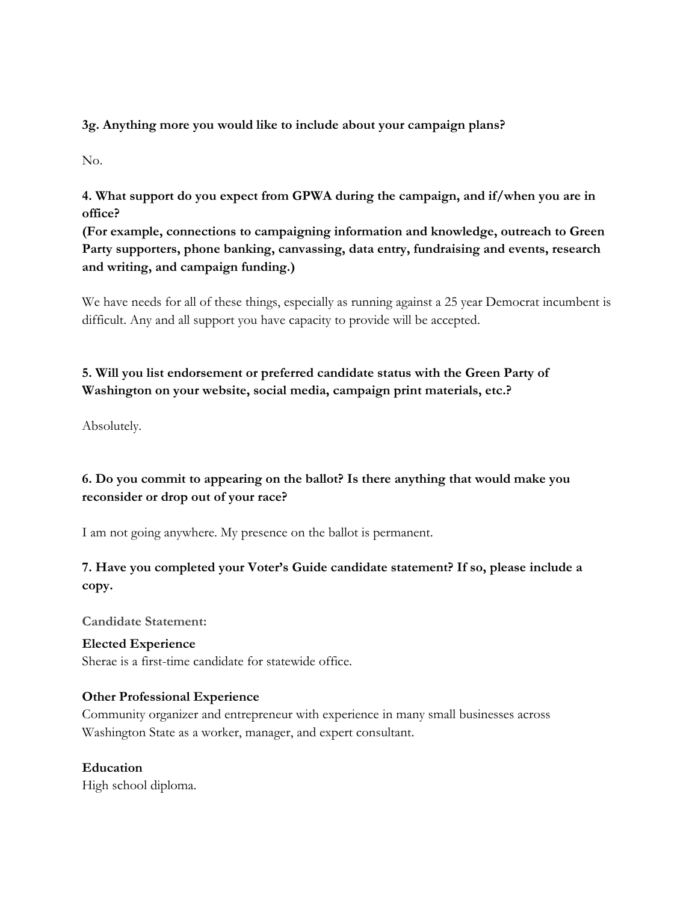**3g. Anything more you would like to include about your campaign plans?**

No.

**4. What support do you expect from GPWA during the campaign, and if/when you are in office?**
**(For example, connections to campaigning information and knowledge, outreach to Green Party supporters, phone banking, canvassing, data entry, fundraising and events, research and writing, and campaign funding.)**

We have needs for all of these things, especially as running against a 25 year Democrat incumbent is difficult. Any and all support you have capacity to provide will be accepted.

**5. Will you list endorsement or preferred candidate status with the Green Party of Washington on your website, social media, campaign print materials, etc.?**

Absolutely.

**6. Do you commit to appearing on the ballot? Is there anything that would make you reconsider or drop out of your race?**

I am not going anywhere. My presence on the ballot is permanent.

**7. Have you completed your Voter's Guide candidate statement? If so, please include a copy.**

**Candidate Statement:**

**Elected Experience**
Sherae is a first-time candidate for statewide office.

**Other Professional Experience**
Community organizer and entrepreneur with experience in many small businesses across Washington State as a worker, manager, and expert consultant.

**Education**
High school diploma.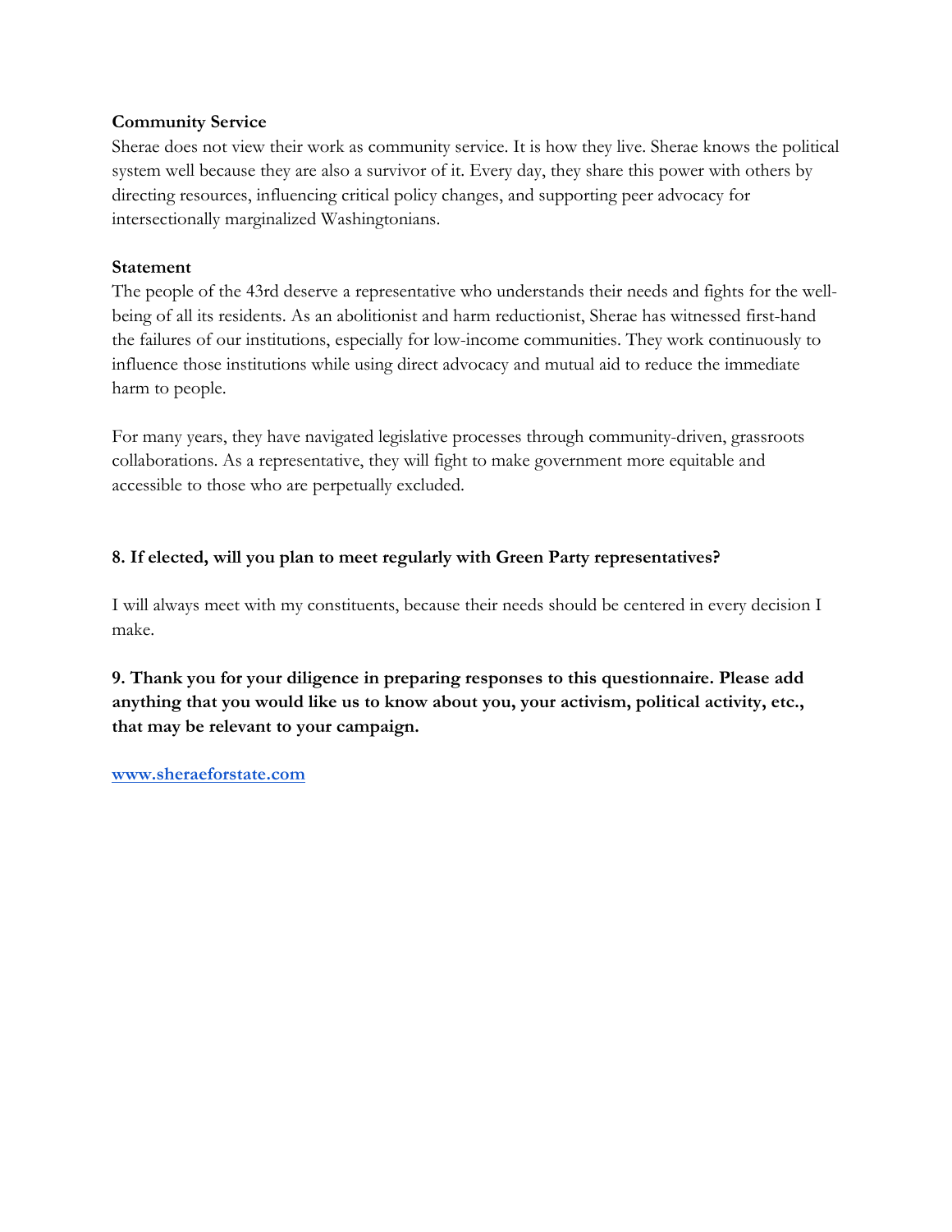**Community Service**

Sherae does not view their work as community service. It is how they live. Sherae knows the political system well because they are also a survivor of it. Every day, they share this power with others by directing resources, influencing critical policy changes, and supporting peer advocacy for intersectionally marginalized Washingtonians.

**Statement**

The people of the 43rd deserve a representative who understands their needs and fights for the well-being of all its residents. As an abolitionist and harm reductionist, Sherae has witnessed first-hand the failures of our institutions, especially for low-income communities. They work continuously to influence those institutions while using direct advocacy and mutual aid to reduce the immediate harm to people.

For many years, they have navigated legislative processes through community-driven, grassroots collaborations. As a representative, they will fight to make government more equitable and accessible to those who are perpetually excluded.

**8. If elected, will you plan to meet regularly with Green Party representatives?**

I will always meet with my constituents, because their needs should be centered in every decision I make.

**9. Thank you for your diligence in preparing responses to this questionnaire. Please add anything that you would like us to know about you, your activism, political activity, etc., that may be relevant to your campaign.**

[www.sheraeforstate.com](http://www.sheraeforstate.com)